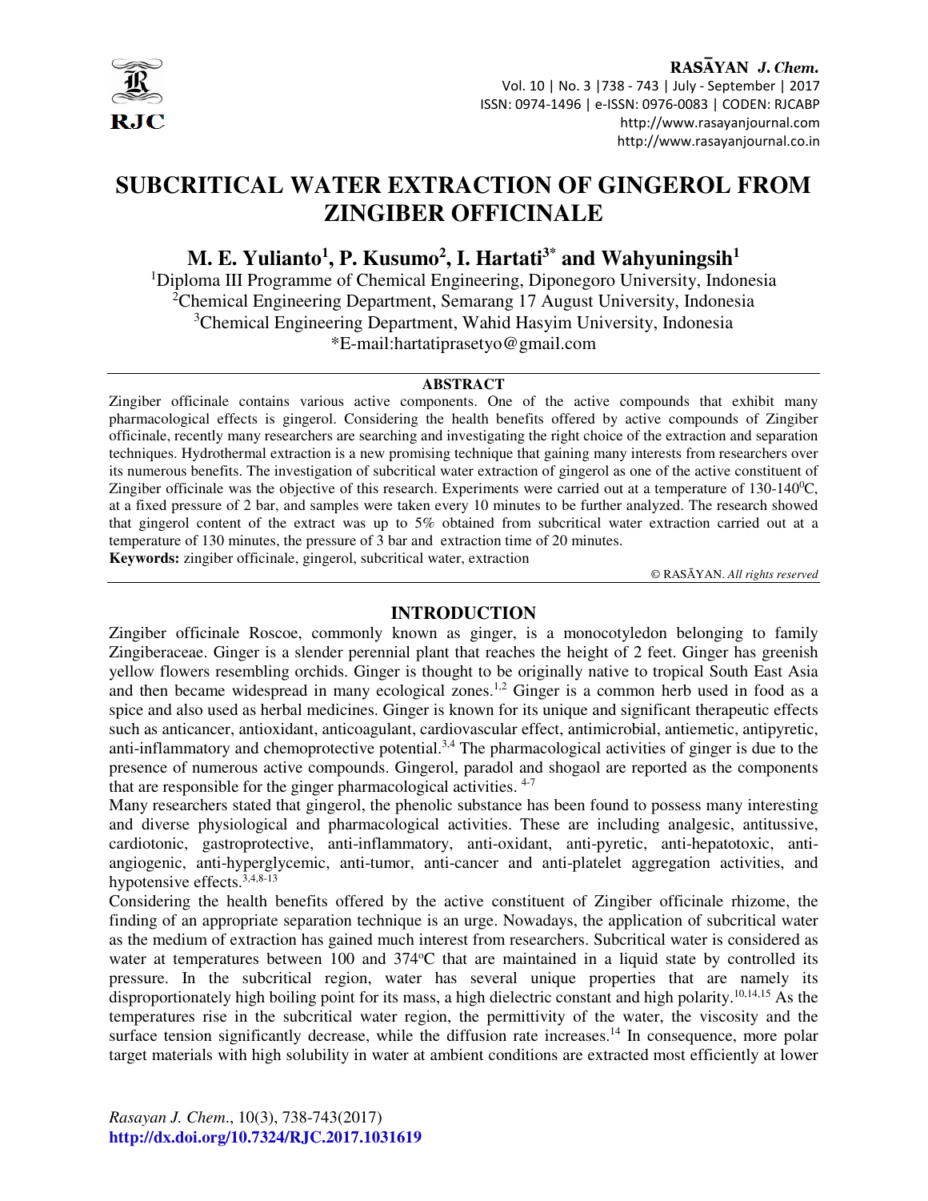# SUBCRITICAL WATER EXTRACTION OF GINGEROL FROM ZINGIBER OFFICINALE

**M. E. Yulianto[1], P. Kusumo[2], I. Hartati[3*] and Wahyuningsih[1]**

[1]Diploma III Programme of Chemical Engineering, Diponegoro University, Indonesia
[2]Chemical Engineering Department, Semarang 17 August University, Indonesia
[3]Chemical Engineering Department, Wahid Hasyim University, Indonesia
*E-mail:hartatiprasetyo@gmail.com

## ABSTRACT

Zingiber officinale contains various active components. One of the active compounds that exhibit many pharmacological effects is gingerol. Considering the health benefits offered by active compounds of Zingiber officinale, recently many researchers are searching and investigating the right choice of the extraction and separation techniques. Hydrothermal extraction is a new promising technique that gaining many interests from researchers over its numerous benefits. The investigation of subcritical water extraction of gingerol as one of the active constituent of Zingiber officinale was the objective of this research. Experiments were carried out at a temperature of 130-140$^{0}$C, at a fixed pressure of 2 bar, and samples were taken every 10 minutes to be further analyzed. The research showed that gingerol content of the extract was up to 5% obtained from subcritical water extraction carried out at a temperature of 130 minutes, the pressure of 3 bar and extraction time of 20 minutes.

**Keywords:** zingiber officinale, gingerol, subcritical water, extraction

© RASĀYAN. *All rights reserved*

## INTRODUCTION

Zingiber officinale Roscoe, commonly known as ginger, is a monocotyledon belonging to family Zingiberaceae. Ginger is a slender perennial plant that reaches the height of 2 feet. Ginger has greenish yellow flowers resembling orchids. Ginger is thought to be originally native to tropical South East Asia and then became widespread in many ecological zones.[1,2] Ginger is a common herb used in food as a spice and also used as herbal medicines. Ginger is known for its unique and significant therapeutic effects such as anticancer, antioxidant, anticoagulant, cardiovascular effect, antimicrobial, antiemetic, antipyretic, anti-inflammatory and chemoprotective potential.[3,4] The pharmacological activities of ginger is due to the presence of numerous active compounds. Gingerol, paradol and shogaol are reported as the components that are responsible for the ginger pharmacological activities.[4-7]

Many researchers stated that gingerol, the phenolic substance has been found to possess many interesting and diverse physiological and pharmacological activities. These are including analgesic, antitussive, cardiotonic, gastroprotective, anti-inflammatory, anti-oxidant, anti-pyretic, anti-hepatotoxic, anti-angiogenic, anti-hyperglycemic, anti-tumor, anti-cancer and anti-platelet aggregation activities, and hypotensive effects.[3,4,8-13]

Considering the health benefits offered by the active constituent of Zingiber officinale rhizome, the finding of an appropriate separation technique is an urge. Nowadays, the application of subcritical water as the medium of extraction has gained much interest from researchers. Subcritical water is considered as water at temperatures between 100 and 374$^{o}$C that are maintained in a liquid state by controlled its pressure. In the subcritical region, water has several unique properties that are namely its disproportionately high boiling point for its mass, a high dielectric constant and high polarity.[10,14,15] As the temperatures rise in the subcritical water region, the permittivity of the water, the viscosity and the surface tension significantly decrease, while the diffusion rate increases.[14] In consequence, more polar target materials with high solubility in water at ambient conditions are extracted most efficiently at lower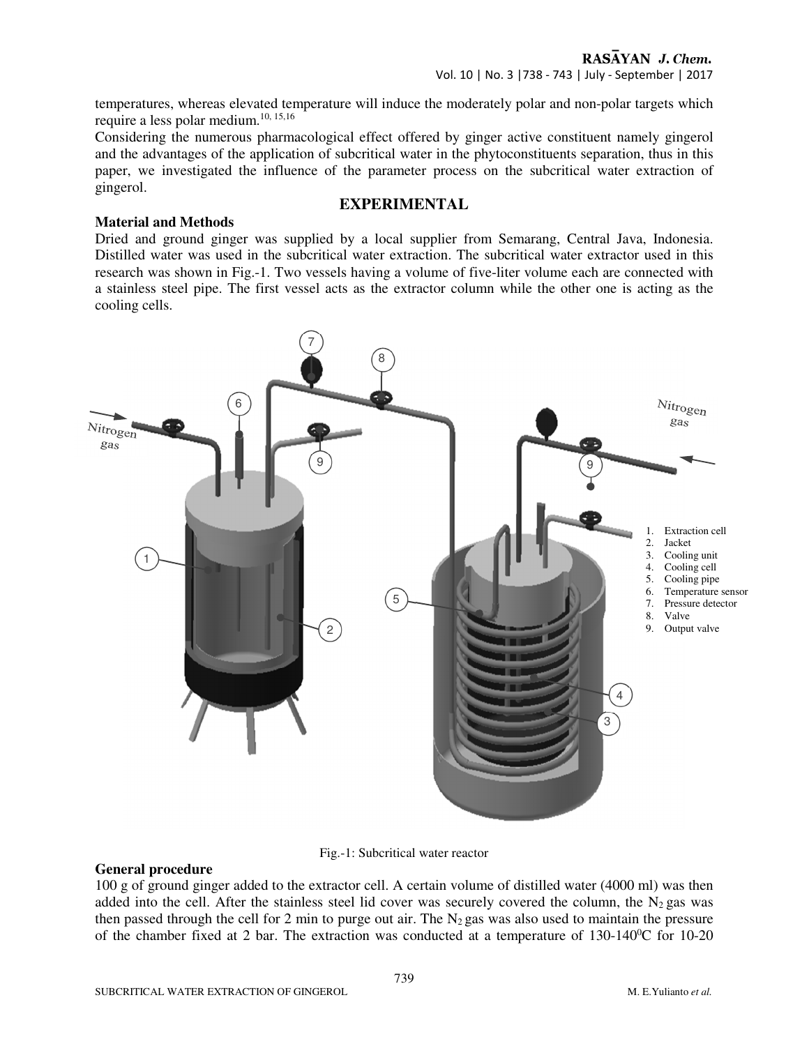temperatures, whereas elevated temperature will induce the moderately polar and non-polar targets which require a less polar medium.[10, 15,16]

Considering the numerous pharmacological effect offered by ginger active constituent namely gingerol and the advantages of the application of subcritical water in the phytoconstituents separation, thus in this paper, we investigated the influence of the parameter process on the subcritical water extraction of gingerol.

## EXPERIMENTAL

### Material and Methods

Dried and ground ginger was supplied by a local supplier from Semarang, Central Java, Indonesia. Distilled water was used in the subcritical water extraction. The subcritical water extractor used in this research was shown in Fig.-1. Two vessels having a volume of five-liter volume each are connected with a stainless steel pipe. The first vessel acts as the extractor column while the other one is acting as the cooling cells.

1. Extraction cell
2. Jacket
3. Cooling unit
4. Cooling cell
5. Cooling pipe
6. Temperature sensor
7. Pressure detector
8. Valve
9. Output valve

Fig.-1: Subcritical water reactor

### General procedure

100 g of ground ginger added to the extractor cell. A certain volume of distilled water (4000 ml) was then added into the cell. After the stainless steel lid cover was securely covered the column, the $N_2$ gas was then passed through the cell for 2 min to purge out air. The $N_2$ gas was also used to maintain the pressure of the chamber fixed at 2 bar. The extraction was conducted at a temperature of 130-140$^0$C for 10-20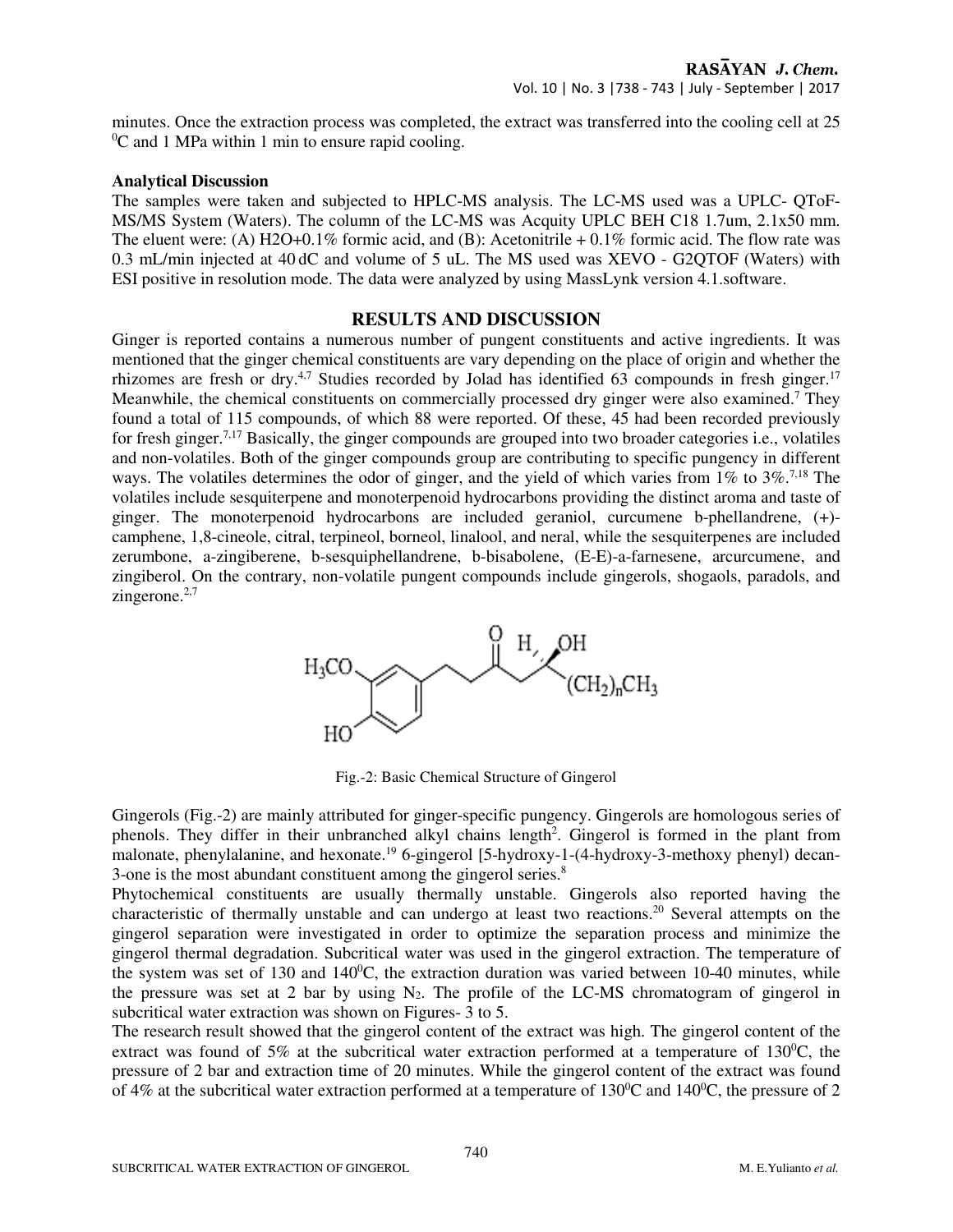minutes. Once the extraction process was completed, the extract was transferred into the cooling cell at 25 $^0$C and 1 MPa within 1 min to ensure rapid cooling.

**Analytical Discussion**

The samples were taken and subjected to HPLC-MS analysis. The LC-MS used was a UPLC- QToF-MS/MS System (Waters). The column of the LC-MS was Acquity UPLC BEH C18 1.7um, 2.1x50 mm. The eluent were: (A) H2O+0.1% formic acid, and (B): Acetonitrile + 0.1% formic acid. The flow rate was 0.3 mL/min injected at 40 dC and volume of 5 uL. The MS used was XEVO - G2QTOF (Waters) with ESI positive in resolution mode. The data were analyzed by using MassLynk version 4.1.software.

## RESULTS AND DISCUSSION

Ginger is reported contains a numerous number of pungent constituents and active ingredients. It was mentioned that the ginger chemical constituents are vary depending on the place of origin and whether the rhizomes are fresh or dry.[4,7] Studies recorded by Jolad has identified 63 compounds in fresh ginger.[17] Meanwhile, the chemical constituents on commercially processed dry ginger were also examined.[7] They found a total of 115 compounds, of which 88 were reported. Of these, 45 had been recorded previously for fresh ginger.[7,17] Basically, the ginger compounds are grouped into two broader categories i.e., volatiles and non-volatiles. Both of the ginger compounds group are contributing to specific pungency in different ways. The volatiles determines the odor of ginger, and the yield of which varies from 1% to 3%.[7,18] The volatiles include sesquiterpene and monoterpenoid hydrocarbons providing the distinct aroma and taste of ginger. The monoterpenoid hydrocarbons are included geraniol, curcumene b-phellandrene, (+)-camphene, 1,8-cineole, citral, terpineol, borneol, linalool, and neral, while the sesquiterpenes are included zerumbone, a-zingiberene, b-sesquiphellandrene, b-bisabolene, (E-E)-a-farnesene, arcurcumene, and zingiberol. On the contrary, non-volatile pungent compounds include gingerols, shogaols, paradols, and zingerone.[2,7]

Fig.-2: Basic Chemical Structure of Gingerol

Gingerols (Fig.-2) are mainly attributed for ginger-specific pungency. Gingerols are homologous series of phenols. They differ in their unbranched alkyl chains length[2]. Gingerol is formed in the plant from malonate, phenylalanine, and hexonate.[19] 6-gingerol [5-hydroxy-1-(4-hydroxy-3-methoxy phenyl) decan-3-one is the most abundant constituent among the gingerol series.[8]

Phytochemical constituents are usually thermally unstable. Gingerols also reported having the characteristic of thermally unstable and can undergo at least two reactions.[20] Several attempts on the gingerol separation were investigated in order to optimize the separation process and minimize the gingerol thermal degradation. Subcritical water was used in the gingerol extraction. The temperature of the system was set of 130 and 140$^0$C, the extraction duration was varied between 10-40 minutes, while the pressure was set at 2 bar by using $N_2$. The profile of the LC-MS chromatogram of gingerol in subcritical water extraction was shown on Figures- 3 to 5.

The research result showed that the gingerol content of the extract was high. The gingerol content of the extract was found of 5% at the subcritical water extraction performed at a temperature of 130$^0$C, the pressure of 2 bar and extraction time of 20 minutes. While the gingerol content of the extract was found of 4% at the subcritical water extraction performed at a temperature of 130$^0$C and 140$^0$C, the pressure of 2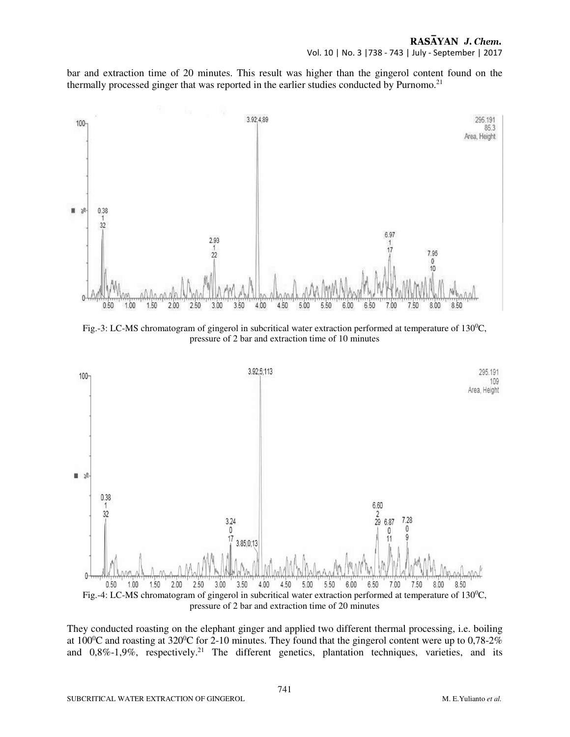bar and extraction time of 20 minutes. This result was higher than the gingerol content found on the thermally processed ginger that was reported in the earlier studies conducted by Purnomo.[21]

Fig.-3: LC-MS chromatogram of gingerol in subcritical water extraction performed at temperature of 130$^0$C, pressure of 2 bar and extraction time of 10 minutes

Fig.-4: LC-MS chromatogram of gingerol in subcritical water extraction performed at temperature of 130$^0$C, pressure of 2 bar and extraction time of 20 minutes

They conducted roasting on the elephant ginger and applied two different thermal processing, i.e. boiling at 100$^0$C and roasting at 320$^0$C for 2-10 minutes. They found that the gingerol content were up to 0,78-2% and 0,8%-1,9%, respectively.[21] The different genetics, plantation techniques, varieties, and its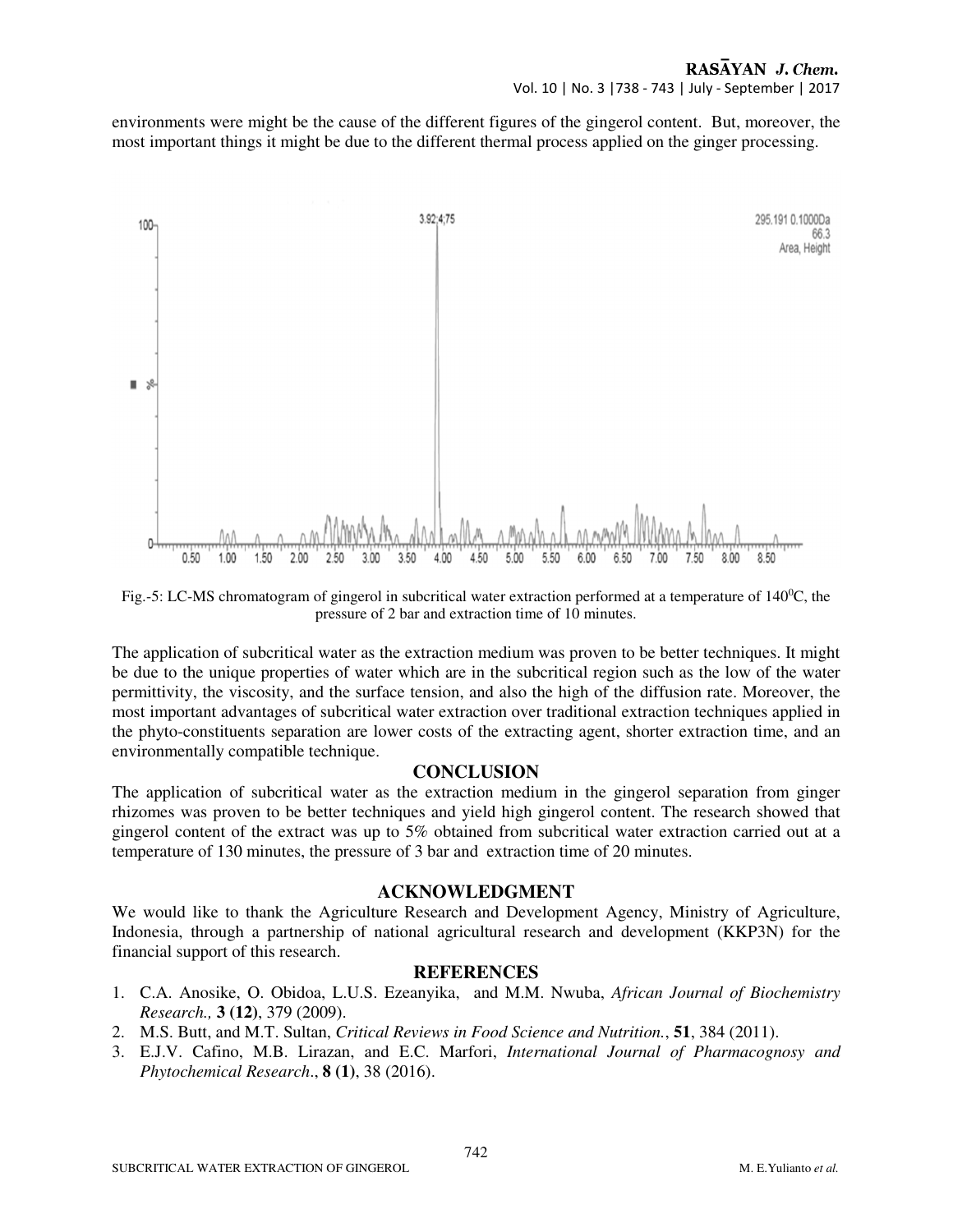environments were might be the cause of the different figures of the gingerol content. But, moreover, the most important things it might be due to the different thermal process applied on the ginger processing.

Fig.-5: LC-MS chromatogram of gingerol in subcritical water extraction performed at a temperature of $140^0$C, the pressure of 2 bar and extraction time of 10 minutes.

The application of subcritical water as the extraction medium was proven to be better techniques. It might be due to the unique properties of water which are in the subcritical region such as the low of the water permittivity, the viscosity, and the surface tension, and also the high of the diffusion rate. Moreover, the most important advantages of subcritical water extraction over traditional extraction techniques applied in the phyto-constituents separation are lower costs of the extracting agent, shorter extraction time, and an environmentally compatible technique.

## CONCLUSION

The application of subcritical water as the extraction medium in the gingerol separation from ginger rhizomes was proven to be better techniques and yield high gingerol content. The research showed that gingerol content of the extract was up to 5% obtained from subcritical water extraction carried out at a temperature of 130 minutes, the pressure of 3 bar and extraction time of 20 minutes.

## ACKNOWLEDGMENT

We would like to thank the Agriculture Research and Development Agency, Ministry of Agriculture, Indonesia, through a partnership of national agricultural research and development (KKP3N) for the financial support of this research.

## REFERENCES

1. C.A. Anosike, O. Obidoa, L.U.S. Ezeanyika, and M.M. Nwuba, *African Journal of Biochemistry Research.,* **3 (12)**, 379 (2009).
2. M.S. Butt, and M.T. Sultan, *Critical Reviews in Food Science and Nutrition.*, **51**, 384 (2011).
3. E.J.V. Cafino, M.B. Lirazan, and E.C. Marfori, *International Journal of Pharmacognosy and Phytochemical Research*., **8 (1)**, 38 (2016).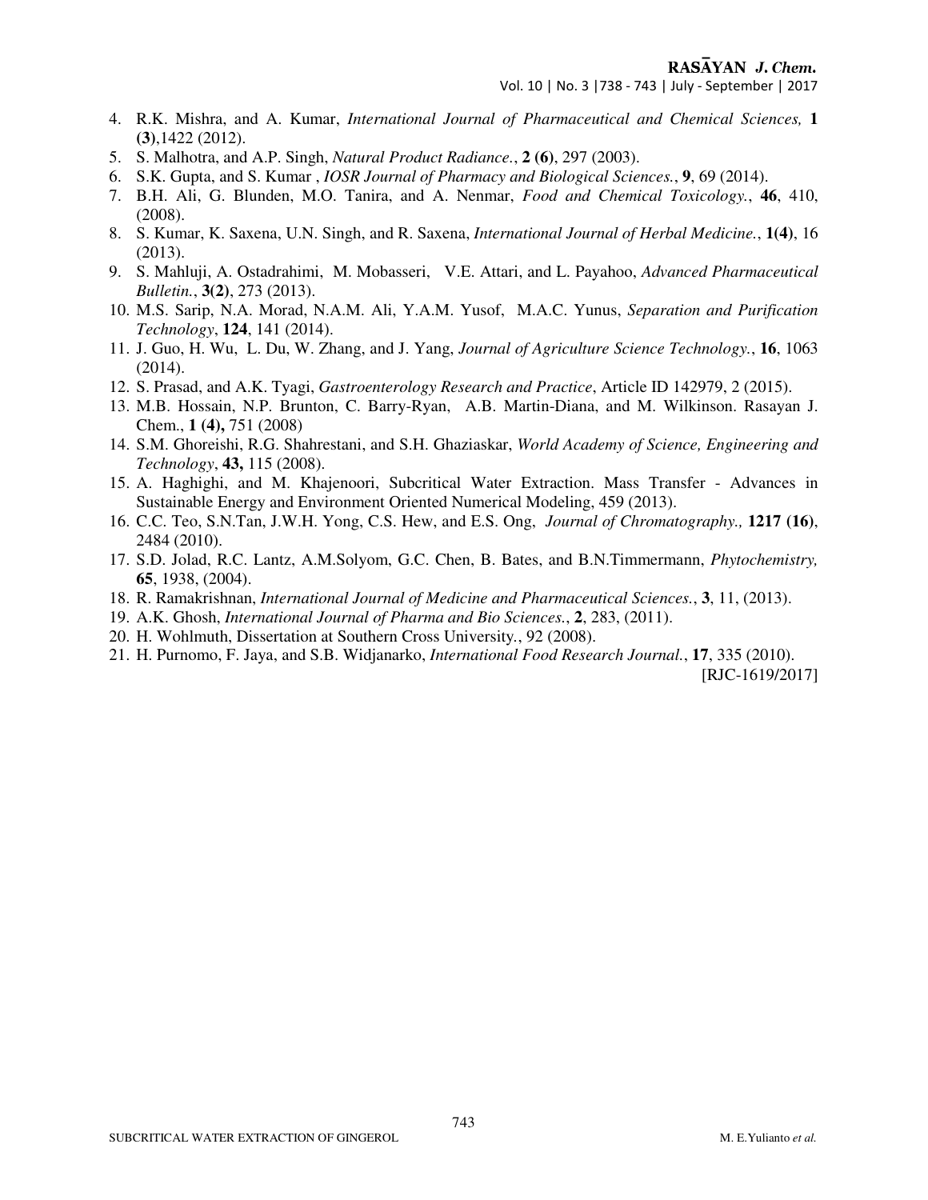4. R.K. Mishra, and A. Kumar, *International Journal of Pharmaceutical and Chemical Sciences,* **1 (3)**,1422 (2012).
5. S. Malhotra, and A.P. Singh, *Natural Product Radiance.*, **2 (6)**, 297 (2003).
6. S.K. Gupta, and S. Kumar , *IOSR Journal of Pharmacy and Biological Sciences.*, **9**, 69 (2014).
7. B.H. Ali, G. Blunden, M.O. Tanira, and A. Nenmar, *Food and Chemical Toxicology.*, **46**, 410, (2008).
8. S. Kumar, K. Saxena, U.N. Singh, and R. Saxena, *International Journal of Herbal Medicine.*, **1(4)**, 16 (2013).
9. S. Mahluji, A. Ostadrahimi, M. Mobasseri, V.E. Attari, and L. Payahoo, *Advanced Pharmaceutical Bulletin.*, **3(2)**, 273 (2013).
10. M.S. Sarip, N.A. Morad, N.A.M. Ali, Y.A.M. Yusof, M.A.C. Yunus, *Separation and Purification Technology*, **124**, 141 (2014).
11. J. Guo, H. Wu, L. Du, W. Zhang, and J. Yang, *Journal of Agriculture Science Technology.*, **16**, 1063 (2014).
12. S. Prasad, and A.K. Tyagi, *Gastroenterology Research and Practice*, Article ID 142979, 2 (2015).
13. M.B. Hossain, N.P. Brunton, C. Barry-Ryan, A.B. Martin-Diana, and M. Wilkinson. Rasayan J. Chem., **1 (4),** 751 (2008)
14. S.M. Ghoreishi, R.G. Shahrestani, and S.H. Ghaziaskar, *World Academy of Science, Engineering and Technology*, **43,** 115 (2008).
15. A. Haghighi, and M. Khajenoori, Subcritical Water Extraction. Mass Transfer - Advances in Sustainable Energy and Environment Oriented Numerical Modeling, 459 (2013).
16. C.C. Teo, S.N.Tan, J.W.H. Yong, C.S. Hew, and E.S. Ong, *Journal of Chromatography.,* **1217 (16)**, 2484 (2010).
17. S.D. Jolad, R.C. Lantz, A.M.Solyom, G.C. Chen, B. Bates, and B.N.Timmermann, *Phytochemistry,* **65**, 1938, (2004).
18. R. Ramakrishnan, *International Journal of Medicine and Pharmaceutical Sciences.*, **3**, 11, (2013).
19. A.K. Ghosh, *International Journal of Pharma and Bio Sciences.*, **2**, 283, (2011).
20. H. Wohlmuth, Dissertation at Southern Cross University., 92 (2008).
21. H. Purnomo, F. Jaya, and S.B. Widjanarko, *International Food Research Journal.*, **17**, 335 (2010).

[RJC-1619/2017]